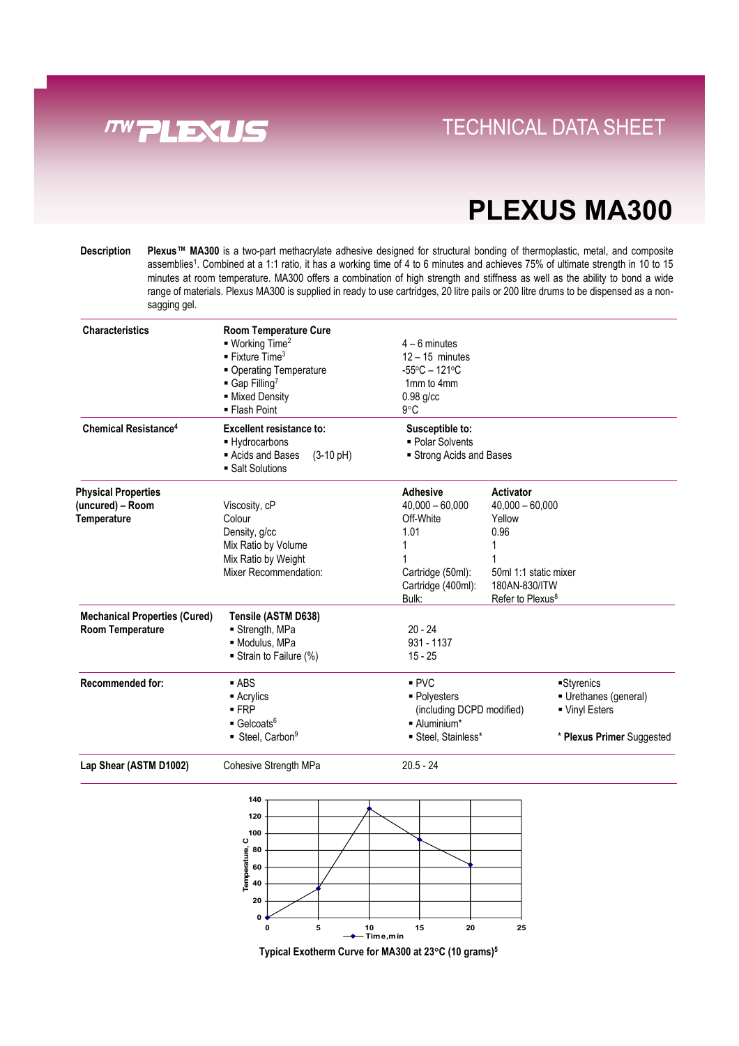# TECHNICAL DATA SHEET

# PLEXUS MA300

**Description** — **Plexus™ MA300** is a two-part methacrylate adhesive designed for structural bonding of thermoplastic, metal, and composite assemblies[1]. Combined at a 1:1 ratio, it has a working time of 4 to 6 minutes and achieves 75% of ultimate strength in 10 to 15 minutes at room temperature. MA300 offers a combination of high strength and stiffness as well as the ability to bond a wide range of materials. Plexus MA300 is supplied in ready to use cartridges, 20 litre pails or 200 litre drums to be dispensed as a non-sagging gel.

| | | | | |
|---|---|---|---|---|
| **Characteristics** | **Room Temperature Cure** | | | |
| | ▪ Working Time[2] | 4 – 6 minutes | | |
| | ▪ Fixture Time[3] | 12 – 15 minutes | | |
| | ▪ Operating Temperature | -55°C – 121°C | | |
| | ▪ Gap Filling[7] | 1mm to 4mm | | |
| | ▪ Mixed Density | 0.98 g/cc | | |
| | ▪ Flash Point | 9°C | | |
| **Chemical Resistance[4]** | **Excellent resistance to:** | **Susceptible to:** | | |
| | ▪ Hydrocarbons | ▪ Polar Solvents | | |
| | ▪ Acids and Bases (3-10 pH) | ▪ Strong Acids and Bases | | |
| | ▪ Salt Solutions | | | |
| **Physical Properties (uncured) – Room Temperature** | | **Adhesive** | **Activator** | |
| | Viscosity, cP | 40,000 – 60,000 | 40,000 – 60,000 | |
| | Colour | Off-White | Yellow | |
| | Density, g/cc | 1.01 | 0.96 | |
| | Mix Ratio by Volume | 1 | 1 | |
| | Mix Ratio by Weight | 1 | 1 | |
| | Mixer Recommendation: | Cartridge (50ml): | 50ml 1:1 static mixer | |
| | | Cartridge (400ml): | 180AN-830/ITW | |
| | | Bulk: | Refer to Plexus[8] | |
| **Mechanical Properties (Cured) Room Temperature** | **Tensile (ASTM D638)** | | | |
| | ▪ Strength, MPa | 20 - 24 | | |
| | ▪ Modulus, MPa | 931 - 1137 | | |
| | ▪ Strain to Failure (%) | 15 - 25 | | |
| **Recommended for:** | ▪ ABS | ▪ PVC | | ▪ Styrenics |
| | ▪ Acrylics | ▪ Polyesters | | ▪ Urethanes (general) |
| | ▪ FRP | (including DCPD modified) | | ▪ Vinyl Esters |
| | ▪ Gelcoats[6] | ▪ Aluminium* | | |
| | ▪ Steel, Carbon[9] | ▪ Steel, Stainless* | | * **Plexus Primer** Suggested |
| **Lap Shear (ASTM D1002)** | Cohesive Strength MPa | 20.5 - 24 | | |

| Time, min | Temperature, C |
|---|---|
| 0 | 0 |
| 5 | 35 |
| 10 | 128 |
| 15 | 92 |
| 20 | 63 |

Typical Exotherm Curve for MA300 at 23°C (10 grams)[5]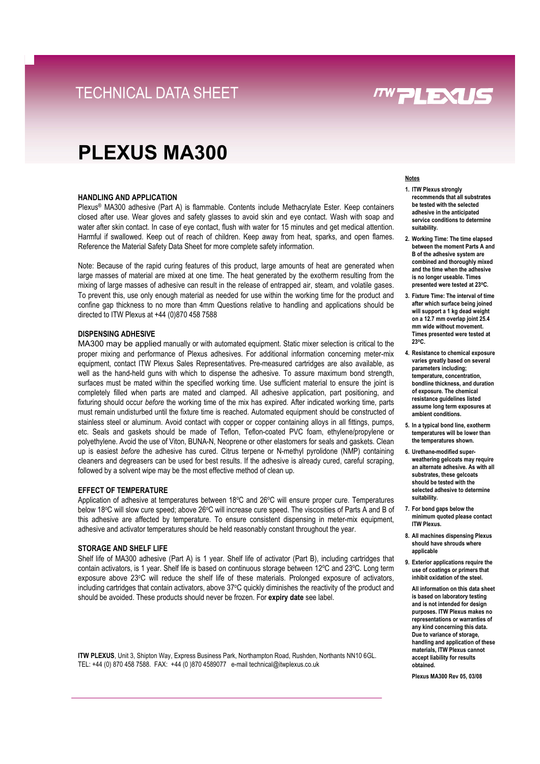TECHNICAL DATA SHEET

ITW PLEXUS

# PLEXUS MA300

## HANDLING AND APPLICATION

Plexus® MA300 adhesive (Part A) is flammable. Contents include Methacrylate Ester. Keep containers closed after use. Wear gloves and safety glasses to avoid skin and eye contact. Wash with soap and water after skin contact. In case of eye contact, flush with water for 15 minutes and get medical attention. Harmful if swallowed. Keep out of reach of children. Keep away from heat, sparks, and open flames. Reference the Material Safety Data Sheet for more complete safety information.

Note: Because of the rapid curing features of this product, large amounts of heat are generated when large masses of material are mixed at one time. The heat generated by the exotherm resulting from the mixing of large masses of adhesive can result in the release of entrapped air, steam, and volatile gases. To prevent this, use only enough material as needed for use within the working time for the product and confine gap thickness to no more than 4mm Questions relative to handling and applications should be directed to ITW Plexus at +44 (0)870 458 7588

## DISPENSING ADHESIVE

MA300 may be applied manually or with automated equipment. Static mixer selection is critical to the proper mixing and performance of Plexus adhesives. For additional information concerning meter-mix equipment, contact ITW Plexus Sales Representatives. Pre-measured cartridges are also available, as well as the hand-held guns with which to dispense the adhesive. To assure maximum bond strength, surfaces must be mated within the specified working time. Use sufficient material to ensure the joint is completely filled when parts are mated and clamped. All adhesive application, part positioning, and fixturing should occur *before* the working time of the mix has expired. After indicated working time, parts must remain undisturbed until the fixture time is reached. Automated equipment should be constructed of stainless steel or aluminum. Avoid contact with copper or copper containing alloys in all fittings, pumps, etc. Seals and gaskets should be made of Teflon, Teflon-coated PVC foam, ethylene/propylene or polyethylene. Avoid the use of Viton, BUNA-N, Neoprene or other elastomers for seals and gaskets. Clean up is easiest *before* the adhesive has cured. Citrus terpene or N-methyl pyrolidone (NMP) containing cleaners and degreasers can be used for best results. If the adhesive is already cured, careful scraping, followed by a solvent wipe may be the most effective method of clean up.

## EFFECT OF TEMPERATURE

Application of adhesive at temperatures between 18ºC and 26ºC will ensure proper cure. Temperatures below 18ºC will slow cure speed; above 26ºC will increase cure speed. The viscosities of Parts A and B of this adhesive are affected by temperature. To ensure consistent dispensing in meter-mix equipment, adhesive and activator temperatures should be held reasonably constant throughout the year.

## STORAGE AND SHELF LIFE

Shelf life of MA300 adhesive (Part A) is 1 year. Shelf life of activator (Part B), including cartridges that contain activators, is 1 year. Shelf life is based on continuous storage between 12ºC and 23ºC. Long term exposure above 23ºC will reduce the shelf life of these materials. Prolonged exposure of activators, including cartridges that contain activators, above 37ºC quickly diminishes the reactivity of the product and should be avoided. These products should never be frozen. For **expiry date** see label.

**ITW PLEXUS**, Unit 3, Shipton Way, Express Business Park, Northampton Road, Rushden, Northants NN10 6GL.
TEL: +44 (0) 870 458 7588. FAX: +44 (0 )870 4589077 e-mail technical@itwplexus.co.uk

**Notes**

1. **ITW Plexus strongly recommends that all substrates be tested with the selected adhesive in the anticipated service conditions to determine suitability.**
2. **Working Time: The time elapsed between the moment Parts A and B of the adhesive system are combined and thoroughly mixed and the time when the adhesive is no longer useable. Times presented were tested at 23ºC.**
3. **Fixture Time: The interval of time after which surface being joined will support a 1 kg dead weight on a 12.7 mm overlap joint 25.4 mm wide without movement. Times presented were tested at 23ºC.**
4. **Resistance to chemical exposure varies greatly based on several parameters including; temperature, concentration, bondline thickness, and duration of exposure. The chemical resistance guidelines listed assume long term exposures at ambient conditions.**
5. **In a typical bond line, exotherm temperatures will be lower than the temperatures shown.**
6. **Urethane-modified super-weathering gelcoats may require an alternate adhesive. As with all substrates, these gelcoats should be tested with the selected adhesive to determine suitability.**
7. **For bond gaps below the minimum quoted please contact ITW Plexus.**
8. **All machines dispensing Plexus should have shrouds where applicable**
9. **Exterior applications require the use of coatings or primers that inhibit oxidation of the steel.**

**All information on this data sheet is based on laboratory testing and is not intended for design purposes. ITW Plexus makes no representations or warranties of any kind concerning this data. Due to variance of storage, handling and application of these materials, ITW Plexus cannot accept liability for results obtained.**

**Plexus MA300 Rev 05, 03/08**